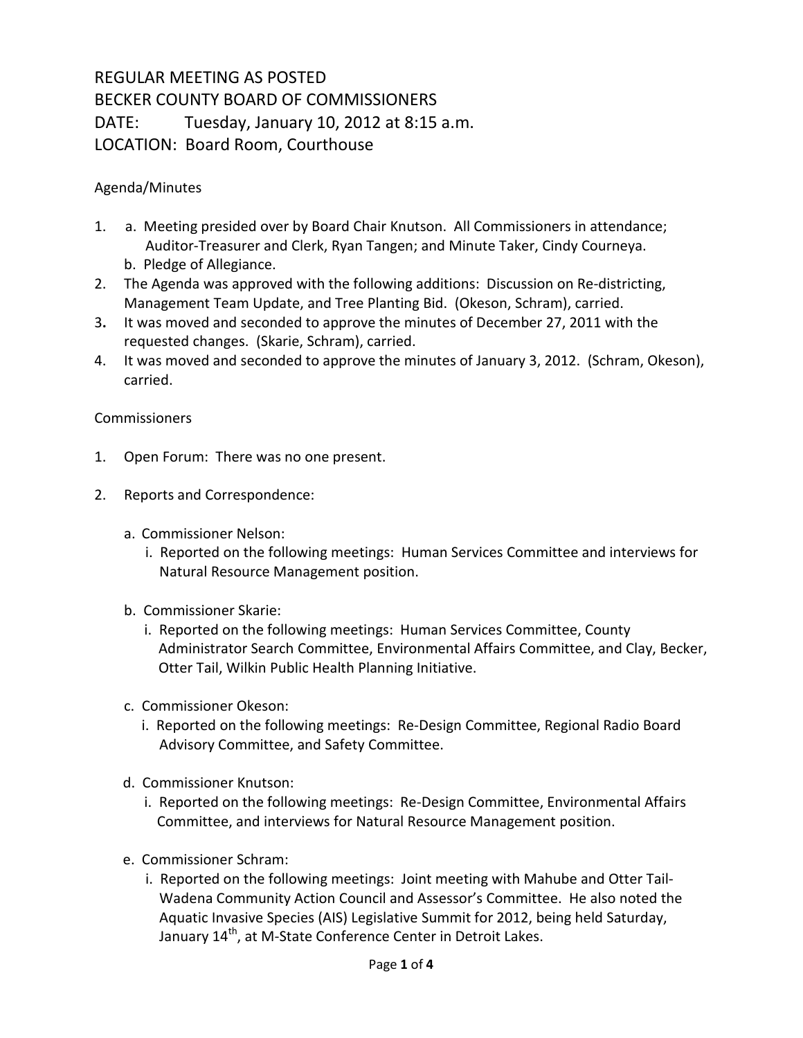# REGULAR MEETING AS POSTED
# BECKER COUNTY BOARD OF COMMISSIONERS
# DATE: Tuesday, January 10, 2012 at 8:15 a.m.
# LOCATION: Board Room, Courthouse

Agenda/Minutes

1. a. Meeting presided over by Board Chair Knutson. All Commissioners in attendance; Auditor-Treasurer and Clerk, Ryan Tangen; and Minute Taker, Cindy Courneya.
   b. Pledge of Allegiance.
2. The Agenda was approved with the following additions: Discussion on Re-districting, Management Team Update, and Tree Planting Bid. (Okeson, Schram), carried.
3. It was moved and seconded to approve the minutes of December 27, 2011 with the requested changes. (Skarie, Schram), carried.
4. It was moved and seconded to approve the minutes of January 3, 2012. (Schram, Okeson), carried.

Commissioners

1. Open Forum: There was no one present.
2. Reports and Correspondence:
   a. Commissioner Nelson:
      i. Reported on the following meetings: Human Services Committee and interviews for Natural Resource Management position.
   b. Commissioner Skarie:
      i. Reported on the following meetings: Human Services Committee, County Administrator Search Committee, Environmental Affairs Committee, and Clay, Becker, Otter Tail, Wilkin Public Health Planning Initiative.
   c. Commissioner Okeson:
      i. Reported on the following meetings: Re-Design Committee, Regional Radio Board Advisory Committee, and Safety Committee.
   d. Commissioner Knutson:
      i. Reported on the following meetings: Re-Design Committee, Environmental Affairs Committee, and interviews for Natural Resource Management position.
   e. Commissioner Schram:
      i. Reported on the following meetings: Joint meeting with Mahube and Otter Tail-Wadena Community Action Council and Assessor's Committee. He also noted the Aquatic Invasive Species (AIS) Legislative Summit for 2012, being held Saturday, January 14th, at M-State Conference Center in Detroit Lakes.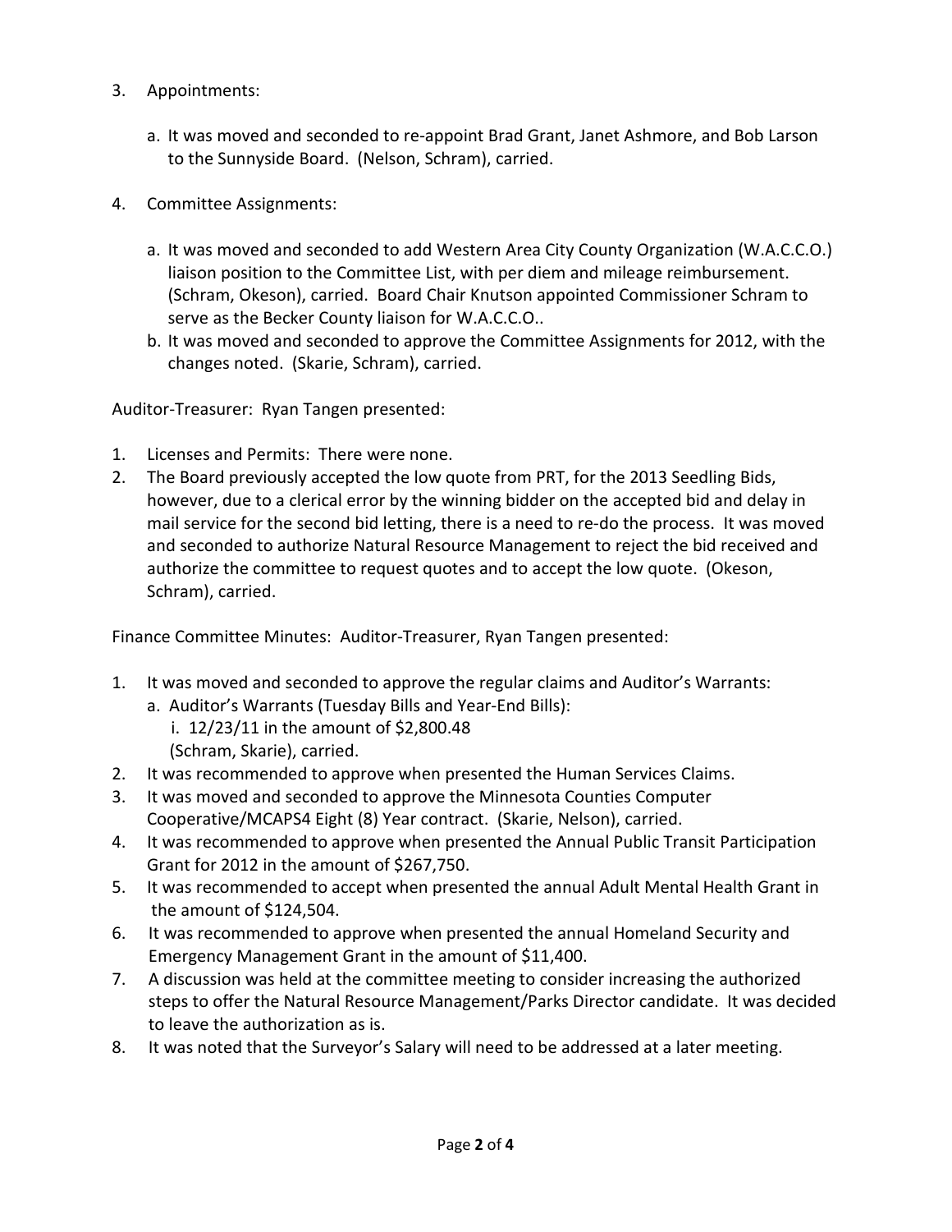3. Appointments:

   a. It was moved and seconded to re-appoint Brad Grant, Janet Ashmore, and Bob Larson to the Sunnyside Board. (Nelson, Schram), carried.

4. Committee Assignments:

   a. It was moved and seconded to add Western Area City County Organization (W.A.C.C.O.) liaison position to the Committee List, with per diem and mileage reimbursement. (Schram, Okeson), carried. Board Chair Knutson appointed Commissioner Schram to serve as the Becker County liaison for W.A.C.C.O..
   b. It was moved and seconded to approve the Committee Assignments for 2012, with the changes noted. (Skarie, Schram), carried.

Auditor-Treasurer: Ryan Tangen presented:

1. Licenses and Permits: There were none.
2. The Board previously accepted the low quote from PRT, for the 2013 Seedling Bids, however, due to a clerical error by the winning bidder on the accepted bid and delay in mail service for the second bid letting, there is a need to re-do the process. It was moved and seconded to authorize Natural Resource Management to reject the bid received and authorize the committee to request quotes and to accept the low quote. (Okeson, Schram), carried.

Finance Committee Minutes: Auditor-Treasurer, Ryan Tangen presented:

1. It was moved and seconded to approve the regular claims and Auditor's Warrants:
   a. Auditor's Warrants (Tuesday Bills and Year-End Bills):
      i. 12/23/11 in the amount of $2,800.48
      (Schram, Skarie), carried.
2. It was recommended to approve when presented the Human Services Claims.
3. It was moved and seconded to approve the Minnesota Counties Computer Cooperative/MCAPS4 Eight (8) Year contract. (Skarie, Nelson), carried.
4. It was recommended to approve when presented the Annual Public Transit Participation Grant for 2012 in the amount of $267,750.
5. It was recommended to accept when presented the annual Adult Mental Health Grant in the amount of $124,504.
6. It was recommended to approve when presented the annual Homeland Security and Emergency Management Grant in the amount of $11,400.
7. A discussion was held at the committee meeting to consider increasing the authorized steps to offer the Natural Resource Management/Parks Director candidate. It was decided to leave the authorization as is.
8. It was noted that the Surveyor's Salary will need to be addressed at a later meeting.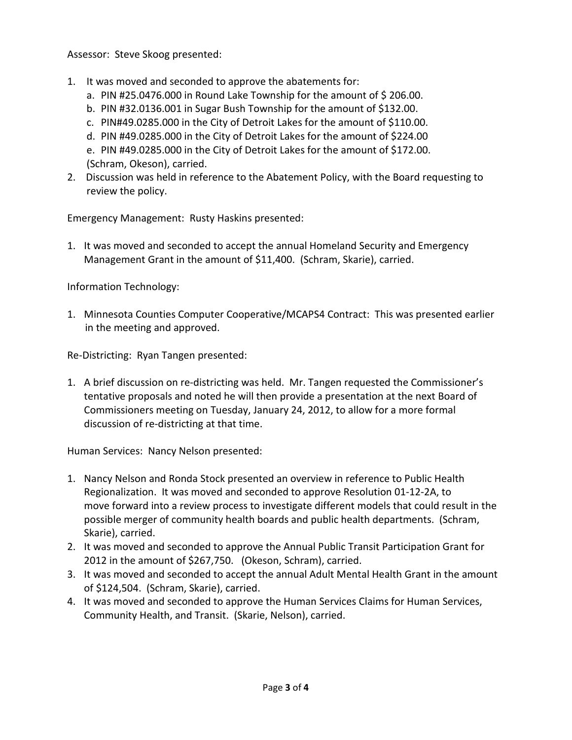Assessor: Steve Skoog presented:

1. It was moved and seconded to approve the abatements for:
   a. PIN #25.0476.000 in Round Lake Township for the amount of $ 206.00.
   b. PIN #32.0136.001 in Sugar Bush Township for the amount of $132.00.
   c. PIN#49.0285.000 in the City of Detroit Lakes for the amount of $110.00.
   d. PIN #49.0285.000 in the City of Detroit Lakes for the amount of $224.00
   e. PIN #49.0285.000 in the City of Detroit Lakes for the amount of $172.00.
   (Schram, Okeson), carried.
2. Discussion was held in reference to the Abatement Policy, with the Board requesting to review the policy.

Emergency Management: Rusty Haskins presented:

1. It was moved and seconded to accept the annual Homeland Security and Emergency Management Grant in the amount of $11,400. (Schram, Skarie), carried.

Information Technology:

1. Minnesota Counties Computer Cooperative/MCAPS4 Contract: This was presented earlier in the meeting and approved.

Re-Districting: Ryan Tangen presented:

1. A brief discussion on re-districting was held. Mr. Tangen requested the Commissioner's tentative proposals and noted he will then provide a presentation at the next Board of Commissioners meeting on Tuesday, January 24, 2012, to allow for a more formal discussion of re-districting at that time.

Human Services: Nancy Nelson presented:

1. Nancy Nelson and Ronda Stock presented an overview in reference to Public Health Regionalization. It was moved and seconded to approve Resolution 01-12-2A, to move forward into a review process to investigate different models that could result in the possible merger of community health boards and public health departments. (Schram, Skarie), carried.
2. It was moved and seconded to approve the Annual Public Transit Participation Grant for 2012 in the amount of $267,750. (Okeson, Schram), carried.
3. It was moved and seconded to accept the annual Adult Mental Health Grant in the amount of $124,504. (Schram, Skarie), carried.
4. It was moved and seconded to approve the Human Services Claims for Human Services, Community Health, and Transit. (Skarie, Nelson), carried.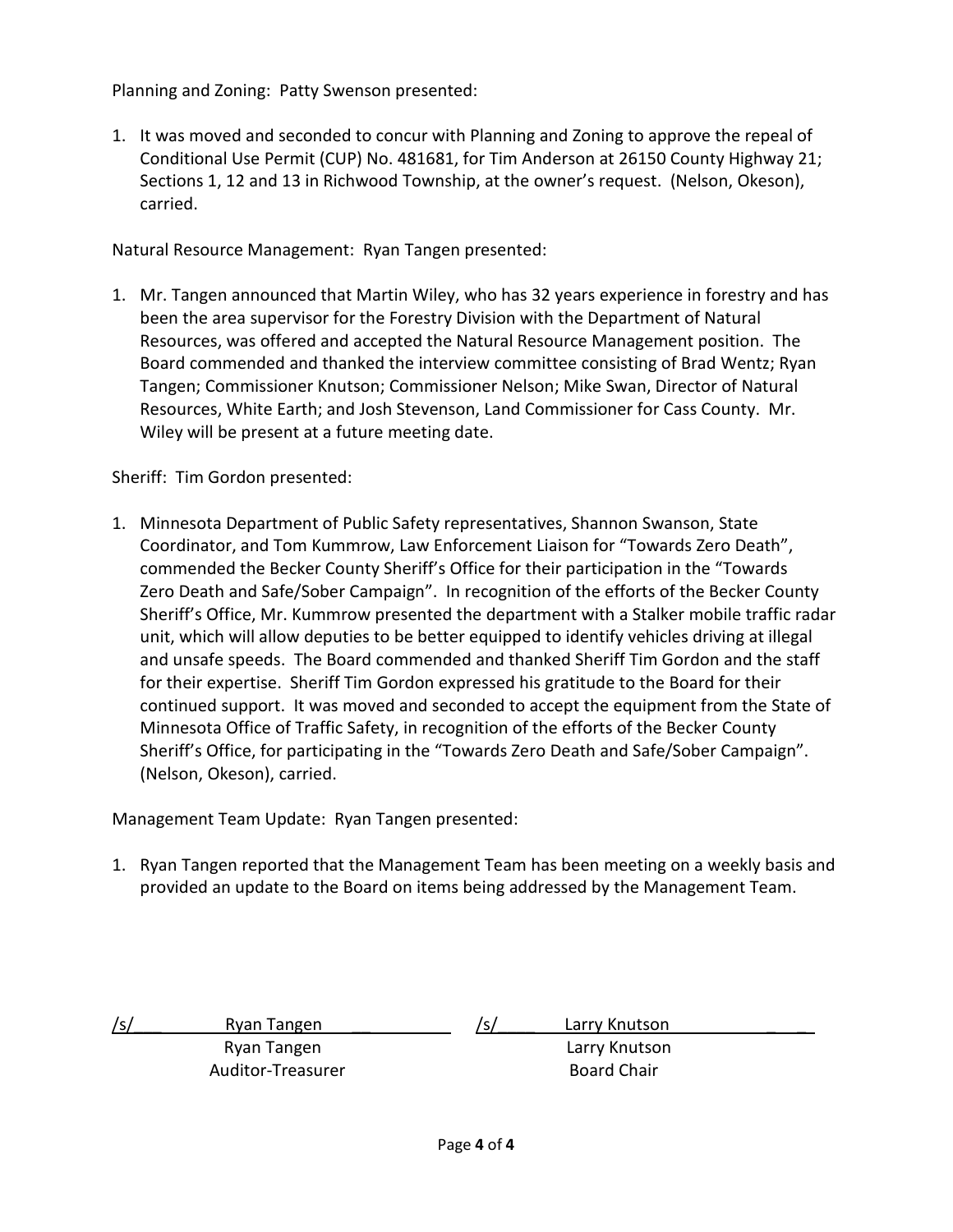Planning and Zoning: Patty Swenson presented:

1. It was moved and seconded to concur with Planning and Zoning to approve the repeal of Conditional Use Permit (CUP) No. 481681, for Tim Anderson at 26150 County Highway 21; Sections 1, 12 and 13 in Richwood Township, at the owner's request. (Nelson, Okeson), carried.

Natural Resource Management: Ryan Tangen presented:

1. Mr. Tangen announced that Martin Wiley, who has 32 years experience in forestry and has been the area supervisor for the Forestry Division with the Department of Natural Resources, was offered and accepted the Natural Resource Management position. The Board commended and thanked the interview committee consisting of Brad Wentz; Ryan Tangen; Commissioner Knutson; Commissioner Nelson; Mike Swan, Director of Natural Resources, White Earth; and Josh Stevenson, Land Commissioner for Cass County. Mr. Wiley will be present at a future meeting date.

Sheriff: Tim Gordon presented:

1. Minnesota Department of Public Safety representatives, Shannon Swanson, State Coordinator, and Tom Kummrow, Law Enforcement Liaison for "Towards Zero Death", commended the Becker County Sheriff's Office for their participation in the "Towards Zero Death and Safe/Sober Campaign". In recognition of the efforts of the Becker County Sheriff's Office, Mr. Kummrow presented the department with a Stalker mobile traffic radar unit, which will allow deputies to be better equipped to identify vehicles driving at illegal and unsafe speeds. The Board commended and thanked Sheriff Tim Gordon and the staff for their expertise. Sheriff Tim Gordon expressed his gratitude to the Board for their continued support. It was moved and seconded to accept the equipment from the State of Minnesota Office of Traffic Safety, in recognition of the efforts of the Becker County Sheriff's Office, for participating in the "Towards Zero Death and Safe/Sober Campaign". (Nelson, Okeson), carried.

Management Team Update: Ryan Tangen presented:

1. Ryan Tangen reported that the Management Team has been meeting on a weekly basis and provided an update to the Board on items being addressed by the Management Team.

| | |
|---|---|
| /s/ Ryan Tangen | /s/ Larry Knutson |
| Ryan Tangen | Larry Knutson |
| Auditor-Treasurer | Board Chair |